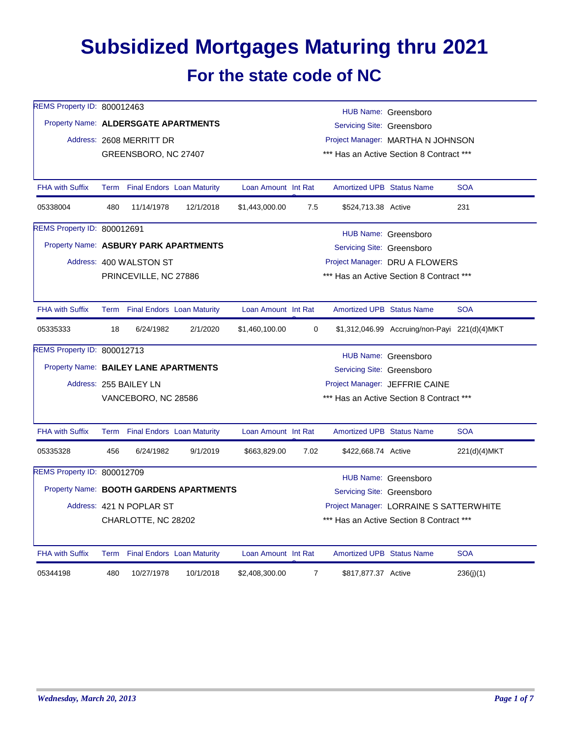# Subsidized Mortgages Maturing thru 2021

## For the state code of NC

REMS Property ID: 800012463

Property Name: **ALDERSGATE APARTMENTS**

Address: 2608 MERRITT DR
GREENSBORO, NC 27407

HUB Name: Greensboro
Servicing Site: Greensboro
Project Manager: MARTHA N JOHNSON
\*\*\* Has an Active Section 8 Contract \*\*\*

| FHA with Suffix | Term | Final Endors | Loan Maturity | Loan Amount | Int Rate | Amortized UPB | Status Name | SOA |
|---|---|---|---|---|---|---|---|---|
| 05338004 | 480 | 11/14/1978 | 12/1/2018 | $1,443,000.00 | 7.5 | $524,713.38 | Active | 231 |

REMS Property ID: 800012691

Property Name: **ASBURY PARK APARTMENTS**

Address: 400 WALSTON ST
PRINCEVILLE, NC 27886

HUB Name: Greensboro
Servicing Site: Greensboro
Project Manager: DRU A FLOWERS
\*\*\* Has an Active Section 8 Contract \*\*\*

| FHA with Suffix | Term | Final Endors | Loan Maturity | Loan Amount | Int Rate | Amortized UPB | Status Name | SOA |
|---|---|---|---|---|---|---|---|---|
| 05335333 | 18 | 6/24/1982 | 2/1/2020 | $1,460,100.00 | 0 | $1,312,046.99 | Accruing/non-Payi | 221(d)(4)MKT |

REMS Property ID: 800012713

Property Name: **BAILEY LANE APARTMENTS**

Address: 255 BAILEY LN
VANCEBORO, NC 28586

HUB Name: Greensboro
Servicing Site: Greensboro
Project Manager: JEFFRIE CAINE
\*\*\* Has an Active Section 8 Contract \*\*\*

| FHA with Suffix | Term | Final Endors | Loan Maturity | Loan Amount | Int Rate | Amortized UPB | Status Name | SOA |
|---|---|---|---|---|---|---|---|---|
| 05335328 | 456 | 6/24/1982 | 9/1/2019 | $663,829.00 | 7.02 | $422,668.74 | Active | 221(d)(4)MKT |

REMS Property ID: 800012709

Property Name: **BOOTH GARDENS APARTMENTS**

Address: 421 N POPLAR ST
CHARLOTTE, NC 28202

HUB Name: Greensboro
Servicing Site: Greensboro
Project Manager: LORRAINE S SATTERWHITE
\*\*\* Has an Active Section 8 Contract \*\*\*

| FHA with Suffix | Term | Final Endors | Loan Maturity | Loan Amount | Int Rate | Amortized UPB | Status Name | SOA |
|---|---|---|---|---|---|---|---|---|
| 05344198 | 480 | 10/27/1978 | 10/1/2018 | $2,408,300.00 | 7 | $817,877.37 | Active | 236(j)(1) |

*Wednesday, March 20, 2013*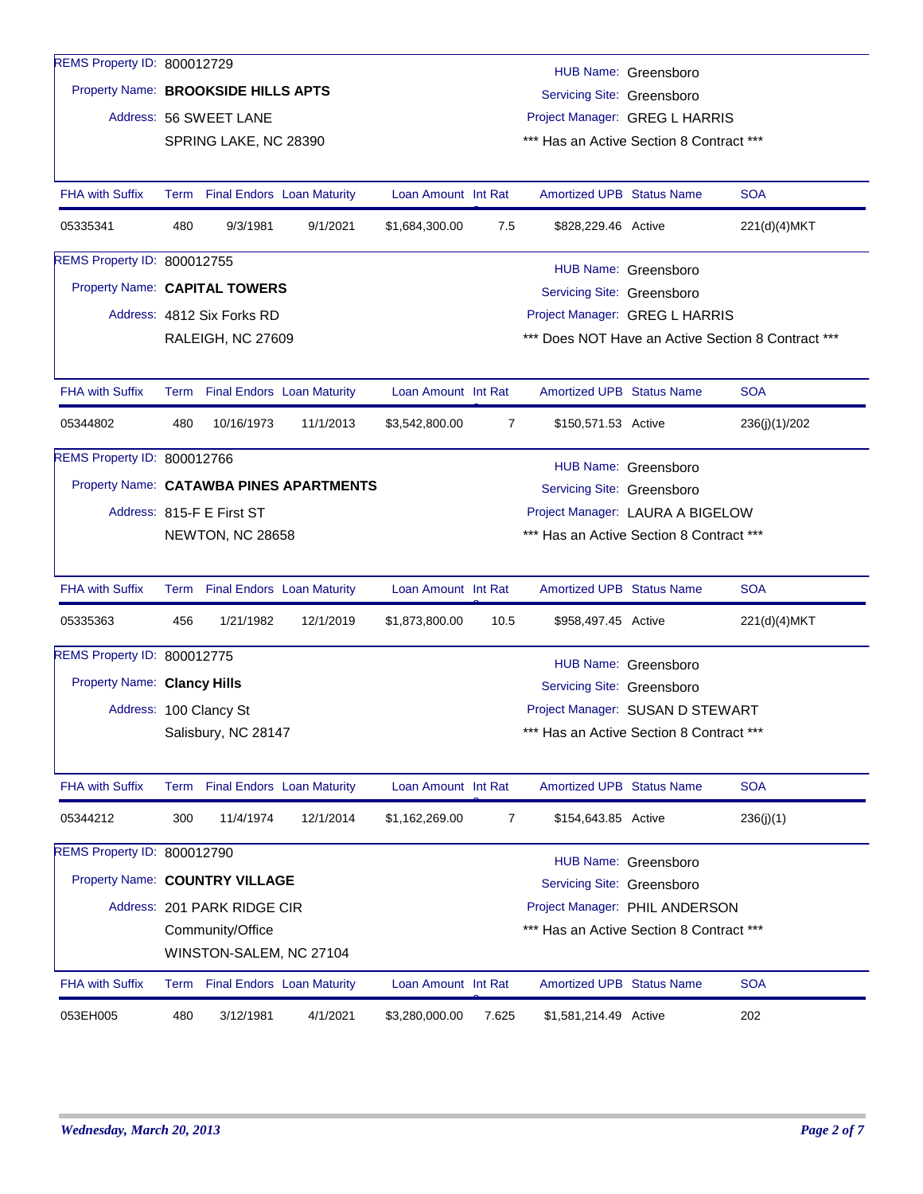REMS Property ID: 800012729

Property Name: **BROOKSIDE HILLS APTS**

Address: 56 SWEET LANE
SPRING LAKE, NC 28390

HUB Name: Greensboro
Servicing Site: Greensboro
Project Manager: GREG L HARRIS
*** Has an Active Section 8 Contract ***

| FHA with Suffix | Term | Final Endors | Loan Maturity | Loan Amount | Int Rat | Amortized UPB | Status Name | SOA |
|---|---|---|---|---|---|---|---|---|
| 05335341 | 480 | 9/3/1981 | 9/1/2021 | $1,684,300.00 | 7.5 | $828,229.46 | Active | 221(d)(4)MKT |

REMS Property ID: 800012755

Property Name: **CAPITAL TOWERS**

Address: 4812 Six Forks RD
RALEIGH, NC 27609

HUB Name: Greensboro
Servicing Site: Greensboro
Project Manager: GREG L HARRIS
*** Does NOT Have an Active Section 8 Contract ***

| FHA with Suffix | Term | Final Endors | Loan Maturity | Loan Amount | Int Rat | Amortized UPB | Status Name | SOA |
|---|---|---|---|---|---|---|---|---|
| 05344802 | 480 | 10/16/1973 | 11/1/2013 | $3,542,800.00 | 7 | $150,571.53 | Active | 236(j)(1)/202 |

REMS Property ID: 800012766

Property Name: **CATAWBA PINES APARTMENTS**

Address: 815-F E First ST
NEWTON, NC 28658

HUB Name: Greensboro
Servicing Site: Greensboro
Project Manager: LAURA A BIGELOW
*** Has an Active Section 8 Contract ***

| FHA with Suffix | Term | Final Endors | Loan Maturity | Loan Amount | Int Rat | Amortized UPB | Status Name | SOA |
|---|---|---|---|---|---|---|---|---|
| 05335363 | 456 | 1/21/1982 | 12/1/2019 | $1,873,800.00 | 10.5 | $958,497.45 | Active | 221(d)(4)MKT |

REMS Property ID: 800012775

Property Name: **Clancy Hills**

Address: 100 Clancy St
Salisbury, NC 28147

HUB Name: Greensboro
Servicing Site: Greensboro
Project Manager: SUSAN D STEWART
*** Has an Active Section 8 Contract ***

| FHA with Suffix | Term | Final Endors | Loan Maturity | Loan Amount | Int Rat | Amortized UPB | Status Name | SOA |
|---|---|---|---|---|---|---|---|---|
| 05344212 | 300 | 11/4/1974 | 12/1/2014 | $1,162,269.00 | 7 | $154,643.85 | Active | 236(j)(1) |

REMS Property ID: 800012790

Property Name: **COUNTRY VILLAGE**

Address: 201 PARK RIDGE CIR
Community/Office
WINSTON-SALEM, NC 27104

HUB Name: Greensboro
Servicing Site: Greensboro
Project Manager: PHIL ANDERSON
*** Has an Active Section 8 Contract ***

| FHA with Suffix | Term | Final Endors | Loan Maturity | Loan Amount | Int Rat | Amortized UPB | Status Name | SOA |
|---|---|---|---|---|---|---|---|---|
| 053EH005 | 480 | 3/12/1981 | 4/1/2021 | $3,280,000.00 | 7.625 | $1,581,214.49 | Active | 202 |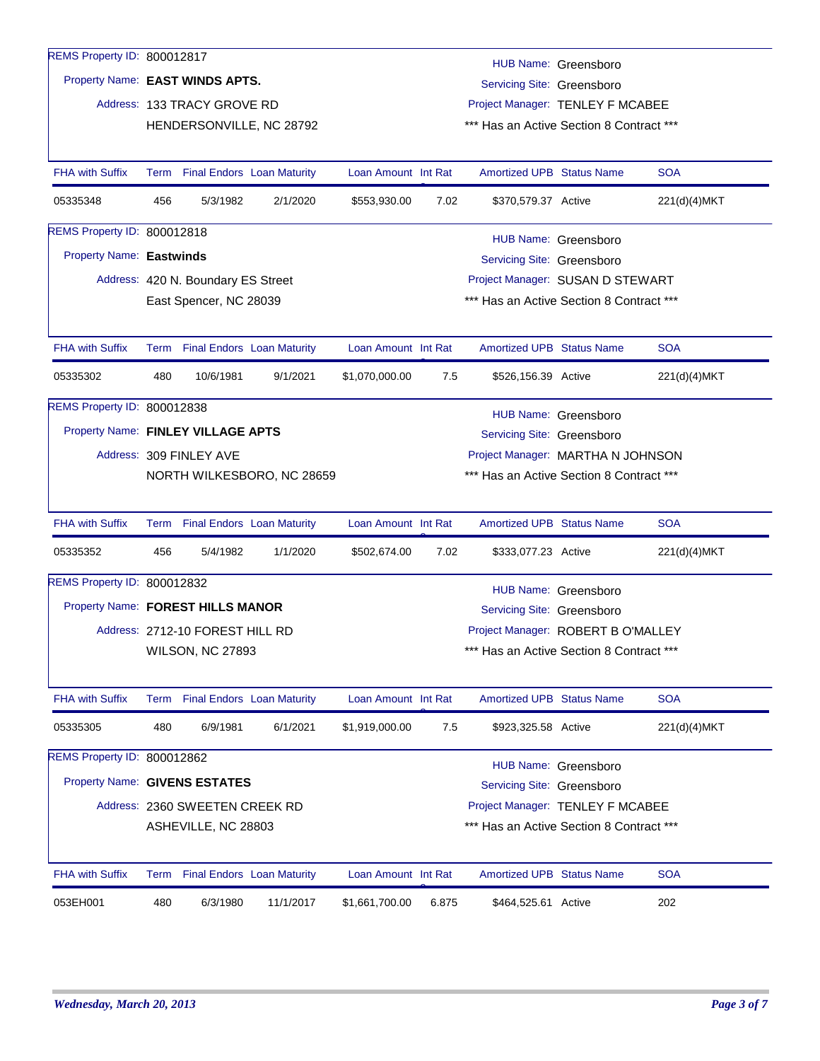REMS Property ID: 800012817

Property Name: **EAST WINDS APTS.**

Address: 133 TRACY GROVE RD
HENDERSONVILLE, NC 28792

HUB Name: Greensboro
Servicing Site: Greensboro
Project Manager: TENLEY F MCABEE
*** Has an Active Section 8 Contract ***

| FHA with Suffix | Term | Final Endors | Loan Maturity | Loan Amount | Int Rate | Amortized UPB | Status Name | SOA |
|---|---|---|---|---|---|---|---|---|
| 05335348 | 456 | 5/3/1982 | 2/1/2020 | $553,930.00 | 7.02 | $370,579.37 | Active | 221(d)(4)MKT |

REMS Property ID: 800012818

Property Name: **Eastwinds**

Address: 420 N. Boundary ES Street
East Spencer, NC 28039

HUB Name: Greensboro
Servicing Site: Greensboro
Project Manager: SUSAN D STEWART
*** Has an Active Section 8 Contract ***

| FHA with Suffix | Term | Final Endors | Loan Maturity | Loan Amount | Int Rate | Amortized UPB | Status Name | SOA |
|---|---|---|---|---|---|---|---|---|
| 05335302 | 480 | 10/6/1981 | 9/1/2021 | $1,070,000.00 | 7.5 | $526,156.39 | Active | 221(d)(4)MKT |

REMS Property ID: 800012838

Property Name: **FINLEY VILLAGE APTS**

Address: 309 FINLEY AVE
NORTH WILKESBORO, NC 28659

HUB Name: Greensboro
Servicing Site: Greensboro
Project Manager: MARTHA N JOHNSON
*** Has an Active Section 8 Contract ***

| FHA with Suffix | Term | Final Endors | Loan Maturity | Loan Amount | Int Rate | Amortized UPB | Status Name | SOA |
|---|---|---|---|---|---|---|---|---|
| 05335352 | 456 | 5/4/1982 | 1/1/2020 | $502,674.00 | 7.02 | $333,077.23 | Active | 221(d)(4)MKT |

REMS Property ID: 800012832

Property Name: **FOREST HILLS MANOR**

Address: 2712-10 FOREST HILL RD
WILSON, NC 27893

HUB Name: Greensboro
Servicing Site: Greensboro
Project Manager: ROBERT B O'MALLEY
*** Has an Active Section 8 Contract ***

| FHA with Suffix | Term | Final Endors | Loan Maturity | Loan Amount | Int Rate | Amortized UPB | Status Name | SOA |
|---|---|---|---|---|---|---|---|---|
| 05335305 | 480 | 6/9/1981 | 6/1/2021 | $1,919,000.00 | 7.5 | $923,325.58 | Active | 221(d)(4)MKT |

REMS Property ID: 800012862

Property Name: **GIVENS ESTATES**

Address: 2360 SWEETEN CREEK RD
ASHEVILLE, NC 28803

HUB Name: Greensboro
Servicing Site: Greensboro
Project Manager: TENLEY F MCABEE
*** Has an Active Section 8 Contract ***

| FHA with Suffix | Term | Final Endors | Loan Maturity | Loan Amount | Int Rate | Amortized UPB | Status Name | SOA |
|---|---|---|---|---|---|---|---|---|
| 053EH001 | 480 | 6/3/1980 | 11/1/2017 | $1,661,700.00 | 6.875 | $464,525.61 | Active | 202 |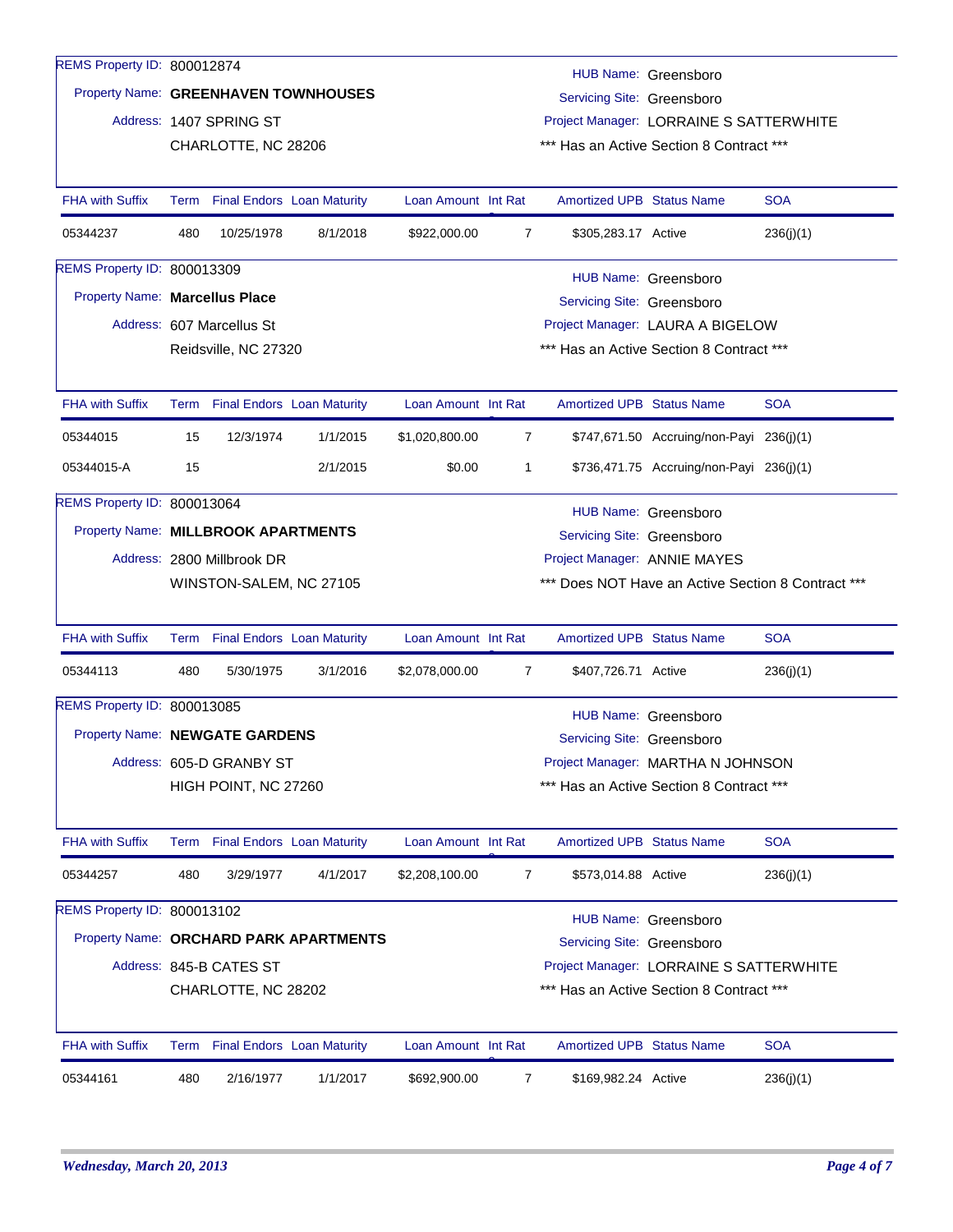REMS Property ID: 800012874

Property Name: **GREENHAVEN TOWNHOUSES**

Address: 1407 SPRING ST
CHARLOTTE, NC 28206

HUB Name: Greensboro
Servicing Site: Greensboro
Project Manager: LORRAINE S SATTERWHITE
*** Has an Active Section 8 Contract ***

| FHA with Suffix | Term | Final Endors | Loan Maturity | Loan Amount | Int Rate | Amortized UPB | Status Name | SOA |
|---|---|---|---|---|---|---|---|---|
| 05344237 | 480 | 10/25/1978 | 8/1/2018 | $922,000.00 | 7 | $305,283.17 | Active | 236(j)(1) |

REMS Property ID: 800013309

Property Name: **Marcellus Place**

Address: 607 Marcellus St
Reidsville, NC 27320

HUB Name: Greensboro
Servicing Site: Greensboro
Project Manager: LAURA A BIGELOW
*** Has an Active Section 8 Contract ***

| FHA with Suffix | Term | Final Endors | Loan Maturity | Loan Amount | Int Rate | Amortized UPB | Status Name | SOA |
|---|---|---|---|---|---|---|---|---|
| 05344015 | 15 | 12/3/1974 | 1/1/2015 | $1,020,800.00 | 7 | $747,671.50 | Accruing/non-Payi | 236(j)(1) |
| 05344015-A | 15 | | 2/1/2015 | $0.00 | 1 | $736,471.75 | Accruing/non-Payi | 236(j)(1) |

REMS Property ID: 800013064

Property Name: **MILLBROOK APARTMENTS**

Address: 2800 Millbrook DR
WINSTON-SALEM, NC 27105

HUB Name: Greensboro
Servicing Site: Greensboro
Project Manager: ANNIE MAYES
*** Does NOT Have an Active Section 8 Contract ***

| FHA with Suffix | Term | Final Endors | Loan Maturity | Loan Amount | Int Rate | Amortized UPB | Status Name | SOA |
|---|---|---|---|---|---|---|---|---|
| 05344113 | 480 | 5/30/1975 | 3/1/2016 | $2,078,000.00 | 7 | $407,726.71 | Active | 236(j)(1) |

REMS Property ID: 800013085

Property Name: **NEWGATE GARDENS**

Address: 605-D GRANBY ST
HIGH POINT, NC 27260

HUB Name: Greensboro
Servicing Site: Greensboro
Project Manager: MARTHA N JOHNSON
*** Has an Active Section 8 Contract ***

| FHA with Suffix | Term | Final Endors | Loan Maturity | Loan Amount | Int Rate | Amortized UPB | Status Name | SOA |
|---|---|---|---|---|---|---|---|---|
| 05344257 | 480 | 3/29/1977 | 4/1/2017 | $2,208,100.00 | 7 | $573,014.88 | Active | 236(j)(1) |

REMS Property ID: 800013102

Property Name: **ORCHARD PARK APARTMENTS**

Address: 845-B CATES ST
CHARLOTTE, NC 28202

HUB Name: Greensboro
Servicing Site: Greensboro
Project Manager: LORRAINE S SATTERWHITE
*** Has an Active Section 8 Contract ***

| FHA with Suffix | Term | Final Endors | Loan Maturity | Loan Amount | Int Rate | Amortized UPB | Status Name | SOA |
|---|---|---|---|---|---|---|---|---|
| 05344161 | 480 | 2/16/1977 | 1/1/2017 | $692,900.00 | 7 | $169,982.24 | Active | 236(j)(1) |

*Wednesday, March 20, 2013*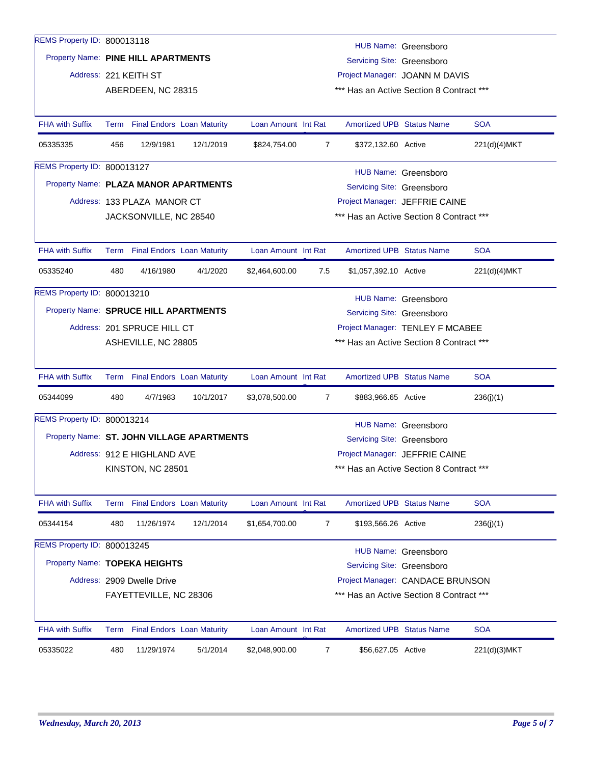REMS Property ID: 800013118

Property Name: **PINE HILL APARTMENTS**

Address: 221 KEITH ST
ABERDEEN, NC 28315

HUB Name: Greensboro
Servicing Site: Greensboro
Project Manager: JOANN M DAVIS
\*\*\* Has an Active Section 8 Contract \*\*\*

| FHA with Suffix | Term | Final Endors | Loan Maturity | Loan Amount | Int Rate | Amortized UPB | Status Name | SOA |
|---|---|---|---|---|---|---|---|---|
| 05335335 | 456 | 12/9/1981 | 12/1/2019 | $824,754.00 | 7 | $372,132.60 | Active | 221(d)(4)MKT |

REMS Property ID: 800013127

Property Name: **PLAZA MANOR APARTMENTS**

Address: 133 PLAZA MANOR CT
JACKSONVILLE, NC 28540

HUB Name: Greensboro
Servicing Site: Greensboro
Project Manager: JEFFRIE CAINE
\*\*\* Has an Active Section 8 Contract \*\*\*

| FHA with Suffix | Term | Final Endors | Loan Maturity | Loan Amount | Int Rate | Amortized UPB | Status Name | SOA |
|---|---|---|---|---|---|---|---|---|
| 05335240 | 480 | 4/16/1980 | 4/1/2020 | $2,464,600.00 | 7.5 | $1,057,392.10 | Active | 221(d)(4)MKT |

REMS Property ID: 800013210

Property Name: **SPRUCE HILL APARTMENTS**

Address: 201 SPRUCE HILL CT
ASHEVILLE, NC 28805

HUB Name: Greensboro
Servicing Site: Greensboro
Project Manager: TENLEY F MCABEE
\*\*\* Has an Active Section 8 Contract \*\*\*

| FHA with Suffix | Term | Final Endors | Loan Maturity | Loan Amount | Int Rate | Amortized UPB | Status Name | SOA |
|---|---|---|---|---|---|---|---|---|
| 05344099 | 480 | 4/7/1983 | 10/1/2017 | $3,078,500.00 | 7 | $883,966.65 | Active | 236(j)(1) |

REMS Property ID: 800013214

Property Name: **ST. JOHN VILLAGE APARTMENTS**

Address: 912 E HIGHLAND AVE
KINSTON, NC 28501

HUB Name: Greensboro
Servicing Site: Greensboro
Project Manager: JEFFRIE CAINE
\*\*\* Has an Active Section 8 Contract \*\*\*

| FHA with Suffix | Term | Final Endors | Loan Maturity | Loan Amount | Int Rate | Amortized UPB | Status Name | SOA |
|---|---|---|---|---|---|---|---|---|
| 05344154 | 480 | 11/26/1974 | 12/1/2014 | $1,654,700.00 | 7 | $193,566.26 | Active | 236(j)(1) |

REMS Property ID: 800013245

Property Name: **TOPEKA HEIGHTS**

Address: 2909 Dwelle Drive
FAYETTEVILLE, NC 28306

HUB Name: Greensboro
Servicing Site: Greensboro
Project Manager: CANDACE BRUNSON
\*\*\* Has an Active Section 8 Contract \*\*\*

| FHA with Suffix | Term | Final Endors | Loan Maturity | Loan Amount | Int Rate | Amortized UPB | Status Name | SOA |
|---|---|---|---|---|---|---|---|---|
| 05335022 | 480 | 11/29/1974 | 5/1/2014 | $2,048,900.00 | 7 | $56,627.05 | Active | 221(d)(3)MKT |

*Wednesday, March 20, 2013*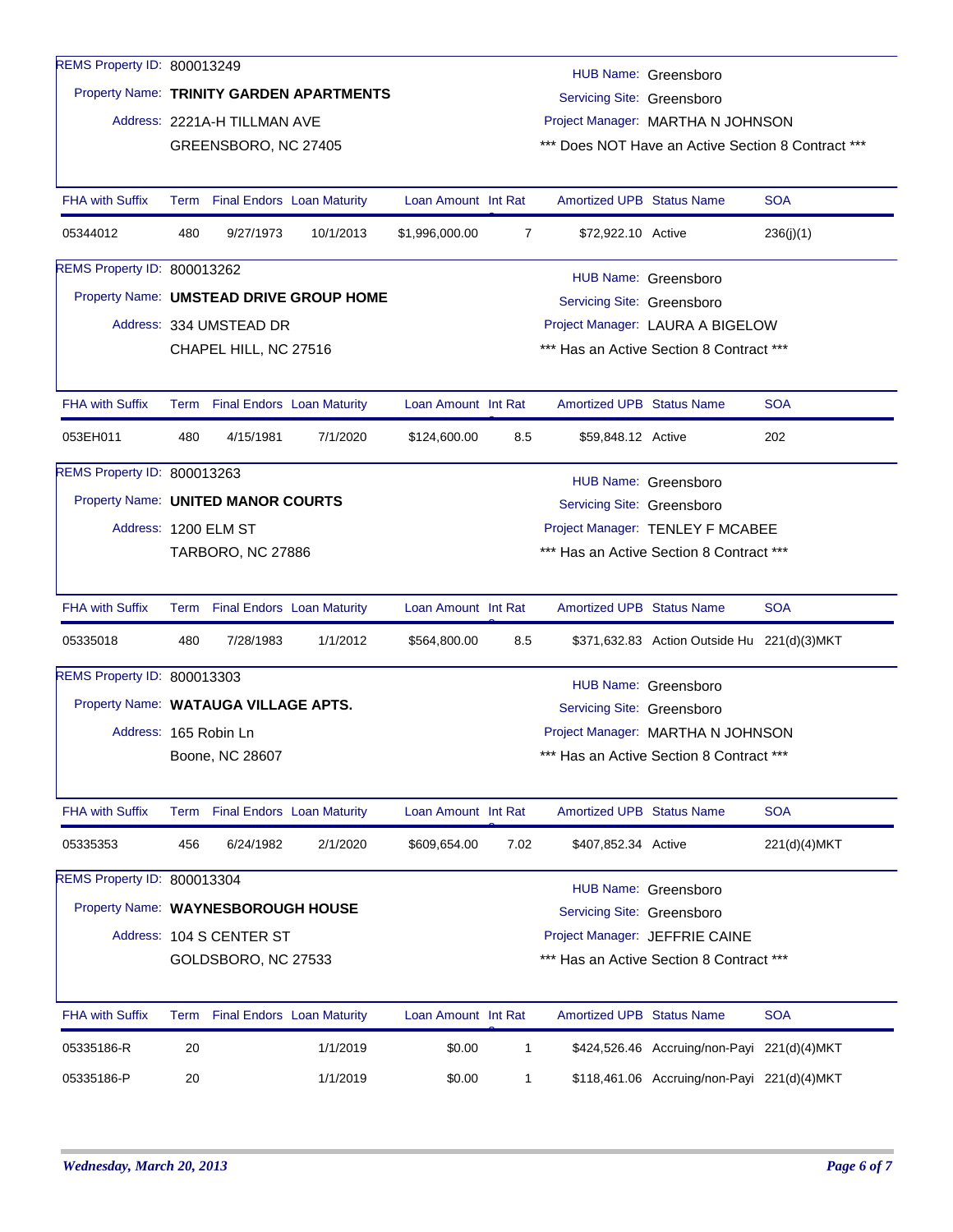REMS Property ID: 800013249

Property Name: **TRINITY GARDEN APARTMENTS**

Address: 2221A-H TILLMAN AVE
GREENSBORO, NC 27405

HUB Name: Greensboro
Servicing Site: Greensboro
Project Manager: MARTHA N JOHNSON
\*\*\* Does NOT Have an Active Section 8 Contract \*\*\*

| FHA with Suffix | Term | Final Endors | Loan Maturity | Loan Amount | Int Rate | Amortized UPB | Status Name | SOA |
|---|---|---|---|---|---|---|---|---|
| 05344012 | 480 | 9/27/1973 | 10/1/2013 | $1,996,000.00 | 7 | $72,922.10 | Active | 236(j)(1) |

REMS Property ID: 800013262

Property Name: **UMSTEAD DRIVE GROUP HOME**

Address: 334 UMSTEAD DR
CHAPEL HILL, NC 27516

HUB Name: Greensboro
Servicing Site: Greensboro
Project Manager: LAURA A BIGELOW
\*\*\* Has an Active Section 8 Contract \*\*\*

| FHA with Suffix | Term | Final Endors | Loan Maturity | Loan Amount | Int Rate | Amortized UPB | Status Name | SOA |
|---|---|---|---|---|---|---|---|---|
| 053EH011 | 480 | 4/15/1981 | 7/1/2020 | $124,600.00 | 8.5 | $59,848.12 | Active | 202 |

REMS Property ID: 800013263

Property Name: **UNITED MANOR COURTS**

Address: 1200 ELM ST
TARBORO, NC 27886

HUB Name: Greensboro
Servicing Site: Greensboro
Project Manager: TENLEY F MCABEE
\*\*\* Has an Active Section 8 Contract \*\*\*

| FHA with Suffix | Term | Final Endors | Loan Maturity | Loan Amount | Int Rate | Amortized UPB | Status Name | SOA |
|---|---|---|---|---|---|---|---|---|
| 05335018 | 480 | 7/28/1983 | 1/1/2012 | $564,800.00 | 8.5 | $371,632.83 | Action Outside Hu | 221(d)(3)MKT |

REMS Property ID: 800013303

Property Name: **WATAUGA VILLAGE APTS.**

Address: 165 Robin Ln
Boone, NC 28607

HUB Name: Greensboro
Servicing Site: Greensboro
Project Manager: MARTHA N JOHNSON
\*\*\* Has an Active Section 8 Contract \*\*\*

| FHA with Suffix | Term | Final Endors | Loan Maturity | Loan Amount | Int Rate | Amortized UPB | Status Name | SOA |
|---|---|---|---|---|---|---|---|---|
| 05335353 | 456 | 6/24/1982 | 2/1/2020 | $609,654.00 | 7.02 | $407,852.34 | Active | 221(d)(4)MKT |

REMS Property ID: 800013304

Property Name: **WAYNESBOROUGH HOUSE**

Address: 104 S CENTER ST
GOLDSBORO, NC 27533

HUB Name: Greensboro
Servicing Site: Greensboro
Project Manager: JEFFRIE CAINE
\*\*\* Has an Active Section 8 Contract \*\*\*

| FHA with Suffix | Term | Final Endors | Loan Maturity | Loan Amount | Int Rate | Amortized UPB | Status Name | SOA |
|---|---|---|---|---|---|---|---|---|
| 05335186-R | 20 | | 1/1/2019 | $0.00 | 1 | $424,526.46 | Accruing/non-Payi | 221(d)(4)MKT |
| 05335186-P | 20 | | 1/1/2019 | $0.00 | 1 | $118,461.06 | Accruing/non-Payi | 221(d)(4)MKT |

*Wednesday, March 20, 2013*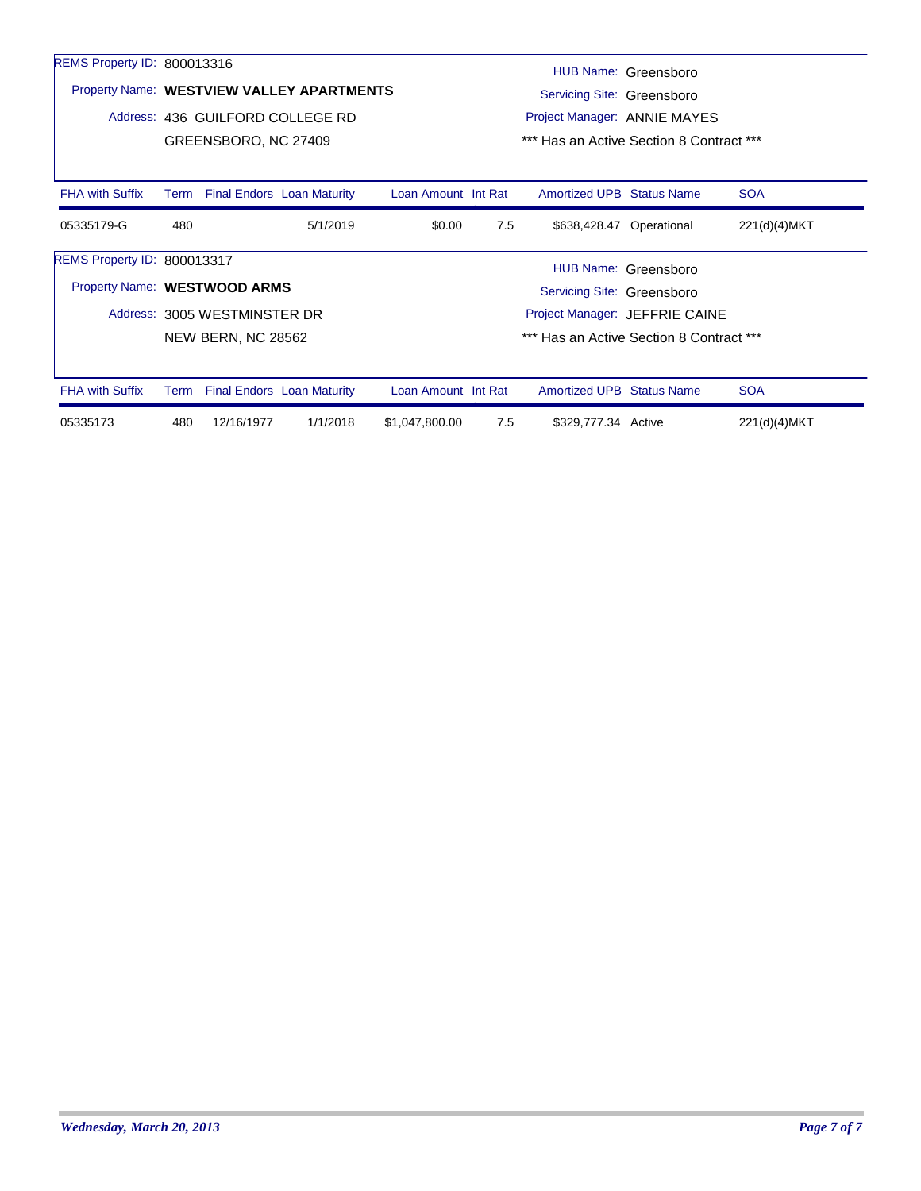REMS Property ID: 800013316

Property Name: **WESTVIEW VALLEY APARTMENTS**

Address: 436 GUILFORD COLLEGE RD
GREENSBORO, NC 27409

HUB Name: Greensboro
Servicing Site: Greensboro
Project Manager: ANNIE MAYES
*** Has an Active Section 8 Contract ***

| FHA with Suffix | Term | Final Endors | Loan Maturity | Loan Amount | Int Rate | Amortized UPB | Status Name | SOA |
|---|---|---|---|---|---|---|---|---|
| 05335179-G | 480 | | 5/1/2019 | $0.00 | 7.5 | $638,428.47 | Operational | 221(d)(4)MKT |

REMS Property ID: 800013317

Property Name: **WESTWOOD ARMS**

Address: 3005 WESTMINSTER DR
NEW BERN, NC 28562

HUB Name: Greensboro
Servicing Site: Greensboro
Project Manager: JEFFRIE CAINE
*** Has an Active Section 8 Contract ***

| FHA with Suffix | Term | Final Endors | Loan Maturity | Loan Amount | Int Rate | Amortized UPB | Status Name | SOA |
|---|---|---|---|---|---|---|---|---|
| 05335173 | 480 | 12/16/1977 | 1/1/2018 | $1,047,800.00 | 7.5 | $329,777.34 | Active | 221(d)(4)MKT |

*Wednesday, March 20, 2013*